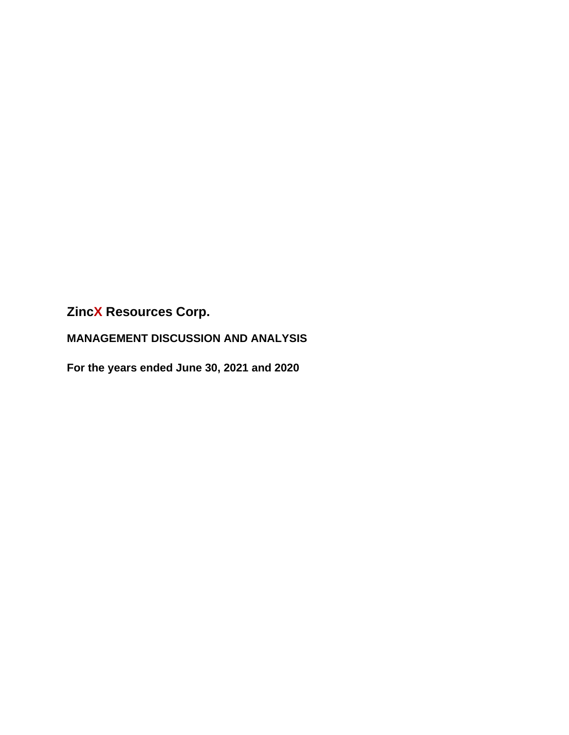# ZincX Resources Corp.

## MANAGEMENT DISCUSSION AND ANALYSIS

## For the years ended June 30, 2021 and 2020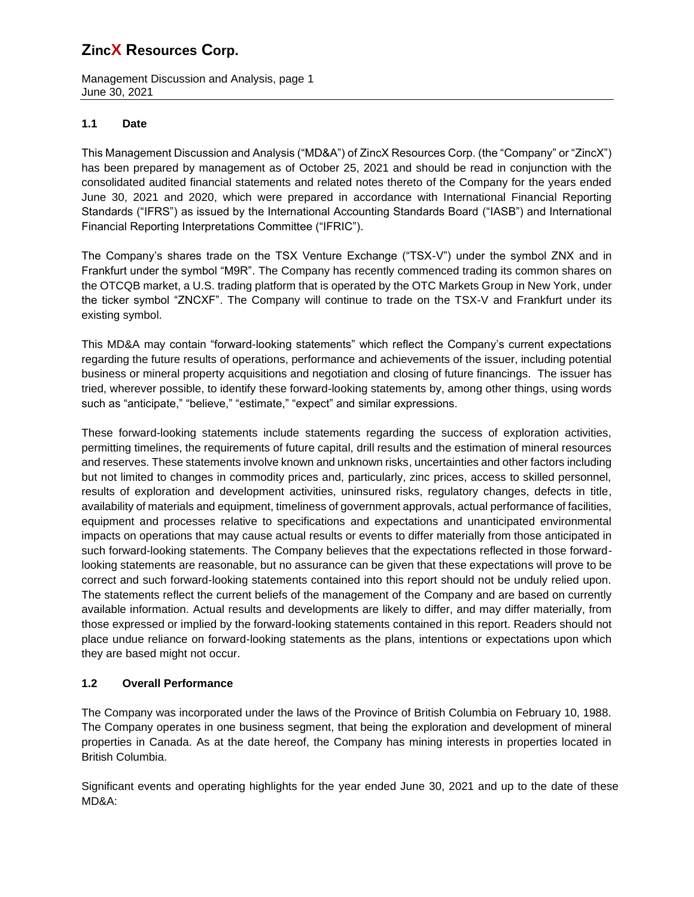## 1.1 Date

This Management Discussion and Analysis ("MD&A") of ZincX Resources Corp. (the "Company" or "ZincX") has been prepared by management as of October 25, 2021 and should be read in conjunction with the consolidated audited financial statements and related notes thereto of the Company for the years ended June 30, 2021 and 2020, which were prepared in accordance with International Financial Reporting Standards ("IFRS") as issued by the International Accounting Standards Board ("IASB") and International Financial Reporting Interpretations Committee ("IFRIC").

The Company's shares trade on the TSX Venture Exchange ("TSX-V") under the symbol ZNX and in Frankfurt under the symbol "M9R". The Company has recently commenced trading its common shares on the OTCQB market, a U.S. trading platform that is operated by the OTC Markets Group in New York, under the ticker symbol "ZNCXF". The Company will continue to trade on the TSX-V and Frankfurt under its existing symbol.

This MD&A may contain "forward-looking statements" which reflect the Company's current expectations regarding the future results of operations, performance and achievements of the issuer, including potential business or mineral property acquisitions and negotiation and closing of future financings. The issuer has tried, wherever possible, to identify these forward-looking statements by, among other things, using words such as "anticipate," "believe," "estimate," "expect" and similar expressions.

These forward-looking statements include statements regarding the success of exploration activities, permitting timelines, the requirements of future capital, drill results and the estimation of mineral resources and reserves. These statements involve known and unknown risks, uncertainties and other factors including but not limited to changes in commodity prices and, particularly, zinc prices, access to skilled personnel, results of exploration and development activities, uninsured risks, regulatory changes, defects in title, availability of materials and equipment, timeliness of government approvals, actual performance of facilities, equipment and processes relative to specifications and expectations and unanticipated environmental impacts on operations that may cause actual results or events to differ materially from those anticipated in such forward-looking statements. The Company believes that the expectations reflected in those forward-looking statements are reasonable, but no assurance can be given that these expectations will prove to be correct and such forward-looking statements contained into this report should not be unduly relied upon. The statements reflect the current beliefs of the management of the Company and are based on currently available information. Actual results and developments are likely to differ, and may differ materially, from those expressed or implied by the forward-looking statements contained in this report. Readers should not place undue reliance on forward-looking statements as the plans, intentions or expectations upon which they are based might not occur.

## 1.2 Overall Performance

The Company was incorporated under the laws of the Province of British Columbia on February 10, 1988. The Company operates in one business segment, that being the exploration and development of mineral properties in Canada. As at the date hereof, the Company has mining interests in properties located in British Columbia.

Significant events and operating highlights for the year ended June 30, 2021 and up to the date of these MD&A: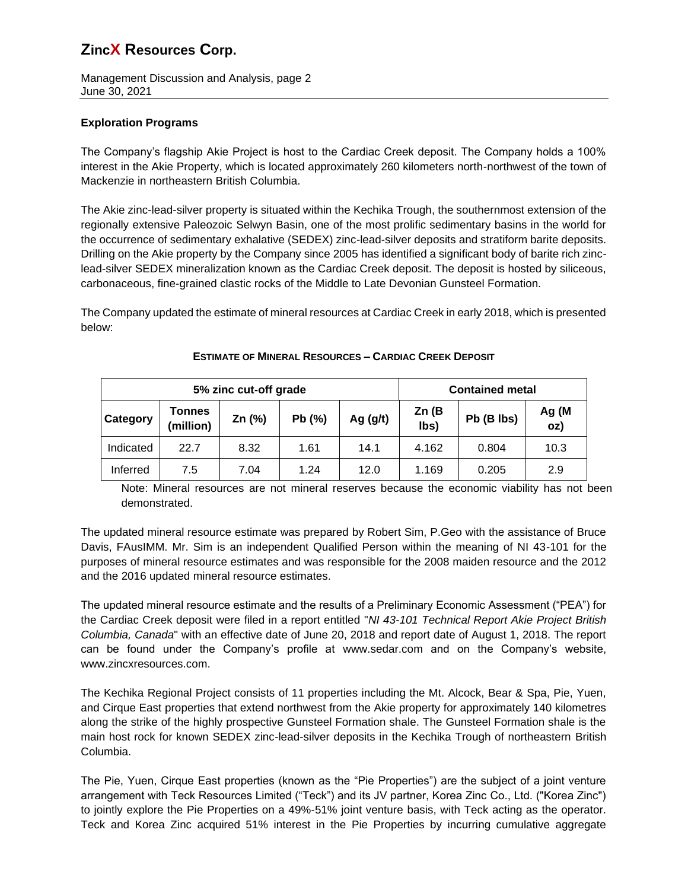### Exploration Programs

The Company's flagship Akie Project is host to the Cardiac Creek deposit. The Company holds a 100% interest in the Akie Property, which is located approximately 260 kilometers north-northwest of the town of Mackenzie in northeastern British Columbia.

The Akie zinc-lead-silver property is situated within the Kechika Trough, the southernmost extension of the regionally extensive Paleozoic Selwyn Basin, one of the most prolific sedimentary basins in the world for the occurrence of sedimentary exhalative (SEDEX) zinc-lead-silver deposits and stratiform barite deposits. Drilling on the Akie property by the Company since 2005 has identified a significant body of barite rich zinc-lead-silver SEDEX mineralization known as the Cardiac Creek deposit. The deposit is hosted by siliceous, carbonaceous, fine-grained clastic rocks of the Middle to Late Devonian Gunsteel Formation.

The Company updated the estimate of mineral resources at Cardiac Creek in early 2018, which is presented below:

**ESTIMATE OF MINERAL RESOURCES – CARDIAC CREEK DEPOSIT**

| 5% zinc cut-off grade | | | | | Contained metal | | |
|---|---|---|---|---|---|---|---|
| **Category** | **Tonnes (million)** | **Zn (%)** | **Pb (%)** | **Ag (g/t)** | **Zn (B lbs)** | **Pb (B lbs)** | **Ag (M oz)** |
| Indicated | 22.7 | 8.32 | 1.61 | 14.1 | 4.162 | 0.804 | 10.3 |
| Inferred | 7.5 | 7.04 | 1.24 | 12.0 | 1.169 | 0.205 | 2.9 |

Note: Mineral resources are not mineral reserves because the economic viability has not been demonstrated.

The updated mineral resource estimate was prepared by Robert Sim, P.Geo with the assistance of Bruce Davis, FAusIMM. Mr. Sim is an independent Qualified Person within the meaning of NI 43-101 for the purposes of mineral resource estimates and was responsible for the 2008 maiden resource and the 2012 and the 2016 updated mineral resource estimates.

The updated mineral resource estimate and the results of a Preliminary Economic Assessment ("PEA") for the Cardiac Creek deposit were filed in a report entitled "*NI 43-101 Technical Report Akie Project British Columbia, Canada*" with an effective date of June 20, 2018 and report date of August 1, 2018. The report can be found under the Company's profile at www.sedar.com and on the Company's website, www.zincxresources.com.

The Kechika Regional Project consists of 11 properties including the Mt. Alcock, Bear & Spa, Pie, Yuen, and Cirque East properties that extend northwest from the Akie property for approximately 140 kilometres along the strike of the highly prospective Gunsteel Formation shale. The Gunsteel Formation shale is the main host rock for known SEDEX zinc-lead-silver deposits in the Kechika Trough of northeastern British Columbia.

The Pie, Yuen, Cirque East properties (known as the "Pie Properties") are the subject of a joint venture arrangement with Teck Resources Limited ("Teck") and its JV partner, Korea Zinc Co., Ltd. ("Korea Zinc") to jointly explore the Pie Properties on a 49%-51% joint venture basis, with Teck acting as the operator. Teck and Korea Zinc acquired 51% interest in the Pie Properties by incurring cumulative aggregate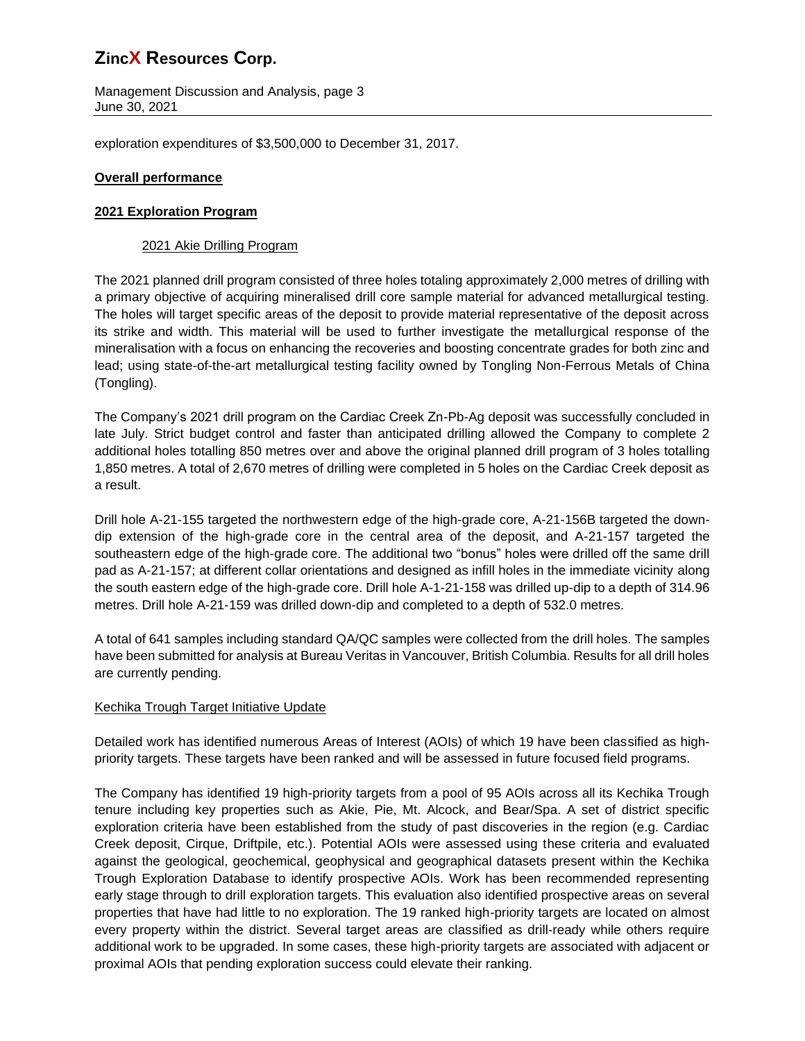exploration expenditures of $3,500,000 to December 31, 2017.

**Overall performance**

**2021 Exploration Program**

2021 Akie Drilling Program

The 2021 planned drill program consisted of three holes totaling approximately 2,000 metres of drilling with a primary objective of acquiring mineralised drill core sample material for advanced metallurgical testing. The holes will target specific areas of the deposit to provide material representative of the deposit across its strike and width. This material will be used to further investigate the metallurgical response of the mineralisation with a focus on enhancing the recoveries and boosting concentrate grades for both zinc and lead; using state-of-the-art metallurgical testing facility owned by Tongling Non-Ferrous Metals of China (Tongling).

The Company's 2021 drill program on the Cardiac Creek Zn-Pb-Ag deposit was successfully concluded in late July. Strict budget control and faster than anticipated drilling allowed the Company to complete 2 additional holes totalling 850 metres over and above the original planned drill program of 3 holes totalling 1,850 metres. A total of 2,670 metres of drilling were completed in 5 holes on the Cardiac Creek deposit as a result.

Drill hole A-21-155 targeted the northwestern edge of the high-grade core, A-21-156B targeted the down-dip extension of the high-grade core in the central area of the deposit, and A-21-157 targeted the southeastern edge of the high-grade core. The additional two "bonus" holes were drilled off the same drill pad as A-21-157; at different collar orientations and designed as infill holes in the immediate vicinity along the south eastern edge of the high-grade core. Drill hole A-1-21-158 was drilled up-dip to a depth of 314.96 metres. Drill hole A-21-159 was drilled down-dip and completed to a depth of 532.0 metres.

A total of 641 samples including standard QA/QC samples were collected from the drill holes. The samples have been submitted for analysis at Bureau Veritas in Vancouver, British Columbia. Results for all drill holes are currently pending.

Kechika Trough Target Initiative Update

Detailed work has identified numerous Areas of Interest (AOIs) of which 19 have been classified as high-priority targets. These targets have been ranked and will be assessed in future focused field programs.

The Company has identified 19 high-priority targets from a pool of 95 AOIs across all its Kechika Trough tenure including key properties such as Akie, Pie, Mt. Alcock, and Bear/Spa. A set of district specific exploration criteria have been established from the study of past discoveries in the region (e.g. Cardiac Creek deposit, Cirque, Driftpile, etc.). Potential AOIs were assessed using these criteria and evaluated against the geological, geochemical, geophysical and geographical datasets present within the Kechika Trough Exploration Database to identify prospective AOIs. Work has been recommended representing early stage through to drill exploration targets. This evaluation also identified prospective areas on several properties that have had little to no exploration. The 19 ranked high-priority targets are located on almost every property within the district. Several target areas are classified as drill-ready while others require additional work to be upgraded. In some cases, these high-priority targets are associated with adjacent or proximal AOIs that pending exploration success could elevate their ranking.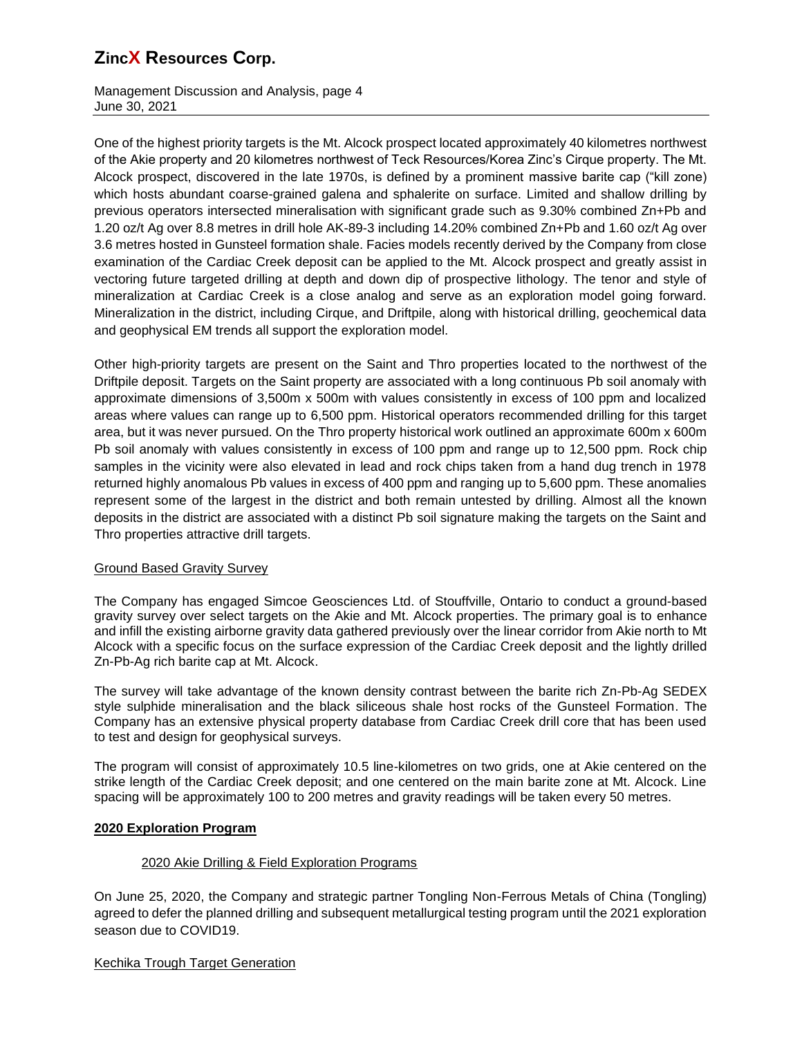One of the highest priority targets is the Mt. Alcock prospect located approximately 40 kilometres northwest of the Akie property and 20 kilometres northwest of Teck Resources/Korea Zinc's Cirque property. The Mt. Alcock prospect, discovered in the late 1970s, is defined by a prominent massive barite cap ("kill zone) which hosts abundant coarse-grained galena and sphalerite on surface. Limited and shallow drilling by previous operators intersected mineralisation with significant grade such as 9.30% combined Zn+Pb and 1.20 oz/t Ag over 8.8 metres in drill hole AK-89-3 including 14.20% combined Zn+Pb and 1.60 oz/t Ag over 3.6 metres hosted in Gunsteel formation shale. Facies models recently derived by the Company from close examination of the Cardiac Creek deposit can be applied to the Mt. Alcock prospect and greatly assist in vectoring future targeted drilling at depth and down dip of prospective lithology. The tenor and style of mineralization at Cardiac Creek is a close analog and serve as an exploration model going forward. Mineralization in the district, including Cirque, and Driftpile, along with historical drilling, geochemical data and geophysical EM trends all support the exploration model.

Other high-priority targets are present on the Saint and Thro properties located to the northwest of the Driftpile deposit. Targets on the Saint property are associated with a long continuous Pb soil anomaly with approximate dimensions of 3,500m x 500m with values consistently in excess of 100 ppm and localized areas where values can range up to 6,500 ppm. Historical operators recommended drilling for this target area, but it was never pursued. On the Thro property historical work outlined an approximate 600m x 600m Pb soil anomaly with values consistently in excess of 100 ppm and range up to 12,500 ppm. Rock chip samples in the vicinity were also elevated in lead and rock chips taken from a hand dug trench in 1978 returned highly anomalous Pb values in excess of 400 ppm and ranging up to 5,600 ppm. These anomalies represent some of the largest in the district and both remain untested by drilling. Almost all the known deposits in the district are associated with a distinct Pb soil signature making the targets on the Saint and Thro properties attractive drill targets.

Ground Based Gravity Survey

The Company has engaged Simcoe Geosciences Ltd. of Stouffville, Ontario to conduct a ground-based gravity survey over select targets on the Akie and Mt. Alcock properties. The primary goal is to enhance and infill the existing airborne gravity data gathered previously over the linear corridor from Akie north to Mt Alcock with a specific focus on the surface expression of the Cardiac Creek deposit and the lightly drilled Zn-Pb-Ag rich barite cap at Mt. Alcock.

The survey will take advantage of the known density contrast between the barite rich Zn-Pb-Ag SEDEX style sulphide mineralisation and the black siliceous shale host rocks of the Gunsteel Formation. The Company has an extensive physical property database from Cardiac Creek drill core that has been used to test and design for geophysical surveys.

The program will consist of approximately 10.5 line-kilometres on two grids, one at Akie centered on the strike length of the Cardiac Creek deposit; and one centered on the main barite zone at Mt. Alcock. Line spacing will be approximately 100 to 200 metres and gravity readings will be taken every 50 metres.

## 2020 Exploration Program

### 2020 Akie Drilling & Field Exploration Programs

On June 25, 2020, the Company and strategic partner Tongling Non-Ferrous Metals of China (Tongling) agreed to defer the planned drilling and subsequent metallurgical testing program until the 2021 exploration season due to COVID19.

Kechika Trough Target Generation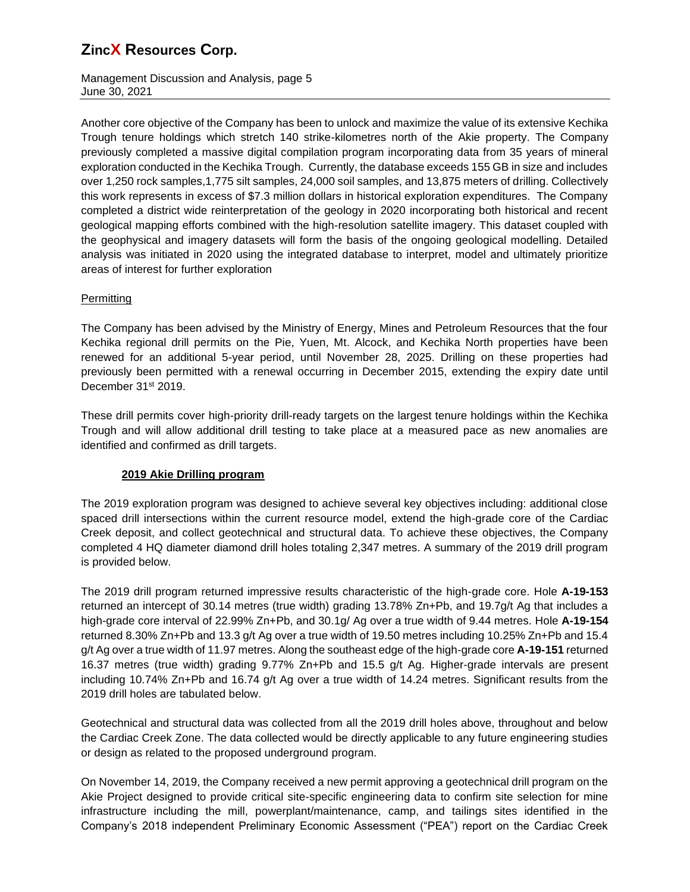Another core objective of the Company has been to unlock and maximize the value of its extensive Kechika Trough tenure holdings which stretch 140 strike-kilometres north of the Akie property. The Company previously completed a massive digital compilation program incorporating data from 35 years of mineral exploration conducted in the Kechika Trough. Currently, the database exceeds 155 GB in size and includes over 1,250 rock samples,1,775 silt samples, 24,000 soil samples, and 13,875 meters of drilling. Collectively this work represents in excess of $7.3 million dollars in historical exploration expenditures. The Company completed a district wide reinterpretation of the geology in 2020 incorporating both historical and recent geological mapping efforts combined with the high-resolution satellite imagery. This dataset coupled with the geophysical and imagery datasets will form the basis of the ongoing geological modelling. Detailed analysis was initiated in 2020 using the integrated database to interpret, model and ultimately prioritize areas of interest for further exploration

Permitting

The Company has been advised by the Ministry of Energy, Mines and Petroleum Resources that the four Kechika regional drill permits on the Pie, Yuen, Mt. Alcock, and Kechika North properties have been renewed for an additional 5-year period, until November 28, 2025. Drilling on these properties had previously been permitted with a renewal occurring in December 2015, extending the expiry date until December 31st 2019.

These drill permits cover high-priority drill-ready targets on the largest tenure holdings within the Kechika Trough and will allow additional drill testing to take place at a measured pace as new anomalies are identified and confirmed as drill targets.

**2019 Akie Drilling program**

The 2019 exploration program was designed to achieve several key objectives including: additional close spaced drill intersections within the current resource model, extend the high-grade core of the Cardiac Creek deposit, and collect geotechnical and structural data. To achieve these objectives, the Company completed 4 HQ diameter diamond drill holes totaling 2,347 metres. A summary of the 2019 drill program is provided below.

The 2019 drill program returned impressive results characteristic of the high-grade core. Hole **A-19-153** returned an intercept of 30.14 metres (true width) grading 13.78% Zn+Pb, and 19.7g/t Ag that includes a high-grade core interval of 22.99% Zn+Pb, and 30.1g/ Ag over a true width of 9.44 metres. Hole **A-19-154** returned 8.30% Zn+Pb and 13.3 g/t Ag over a true width of 19.50 metres including 10.25% Zn+Pb and 15.4 g/t Ag over a true width of 11.97 metres. Along the southeast edge of the high-grade core **A-19-151** returned 16.37 metres (true width) grading 9.77% Zn+Pb and 15.5 g/t Ag. Higher-grade intervals are present including 10.74% Zn+Pb and 16.74 g/t Ag over a true width of 14.24 metres. Significant results from the 2019 drill holes are tabulated below.

Geotechnical and structural data was collected from all the 2019 drill holes above, throughout and below the Cardiac Creek Zone. The data collected would be directly applicable to any future engineering studies or design as related to the proposed underground program.

On November 14, 2019, the Company received a new permit approving a geotechnical drill program on the Akie Project designed to provide critical site-specific engineering data to confirm site selection for mine infrastructure including the mill, powerplant/maintenance, camp, and tailings sites identified in the Company's 2018 independent Preliminary Economic Assessment ("PEA") report on the Cardiac Creek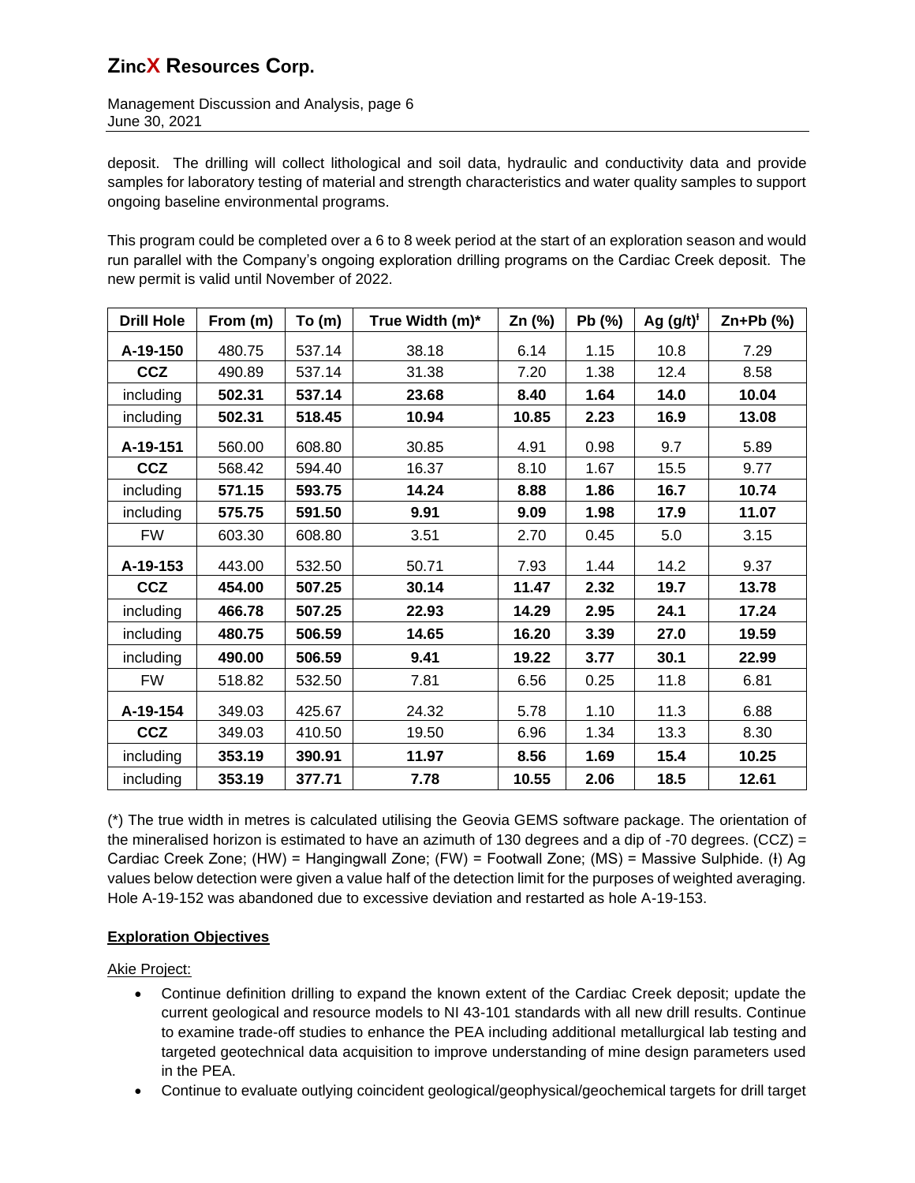deposit. The drilling will collect lithological and soil data, hydraulic and conductivity data and provide samples for laboratory testing of material and strength characteristics and water quality samples to support ongoing baseline environmental programs.

This program could be completed over a 6 to 8 week period at the start of an exploration season and would run parallel with the Company's ongoing exploration drilling programs on the Cardiac Creek deposit. The new permit is valid until November of 2022.

| Drill Hole | From (m) | To (m) | True Width (m)* | Zn (%) | Pb (%) | Ag (g/t)ᵻ | Zn+Pb (%) |
|---|---|---|---|---|---|---|---|
| **A-19-150** | 480.75 | 537.14 | 38.18 | 6.14 | 1.15 | 10.8 | 7.29 |
| **CCZ** | 490.89 | 537.14 | 31.38 | 7.20 | 1.38 | 12.4 | 8.58 |
| including | **502.31** | **537.14** | **23.68** | **8.40** | **1.64** | **14.0** | **10.04** |
| including | **502.31** | **518.45** | **10.94** | **10.85** | **2.23** | **16.9** | **13.08** |
| **A-19-151** | 560.00 | 608.80 | 30.85 | 4.91 | 0.98 | 9.7 | 5.89 |
| **CCZ** | 568.42 | 594.40 | 16.37 | 8.10 | 1.67 | 15.5 | 9.77 |
| including | **571.15** | **593.75** | **14.24** | **8.88** | **1.86** | **16.7** | **10.74** |
| including | **575.75** | **591.50** | **9.91** | **9.09** | **1.98** | **17.9** | **11.07** |
| FW | 603.30 | 608.80 | 3.51 | 2.70 | 0.45 | 5.0 | 3.15 |
| **A-19-153** | 443.00 | 532.50 | 50.71 | 7.93 | 1.44 | 14.2 | 9.37 |
| **CCZ** | **454.00** | **507.25** | **30.14** | **11.47** | **2.32** | **19.7** | **13.78** |
| including | **466.78** | **507.25** | **22.93** | **14.29** | **2.95** | **24.1** | **17.24** |
| including | **480.75** | **506.59** | **14.65** | **16.20** | **3.39** | **27.0** | **19.59** |
| including | **490.00** | **506.59** | **9.41** | **19.22** | **3.77** | **30.1** | **22.99** |
| FW | 518.82 | 532.50 | 7.81 | 6.56 | 0.25 | 11.8 | 6.81 |
| **A-19-154** | 349.03 | 425.67 | 24.32 | 5.78 | 1.10 | 11.3 | 6.88 |
| **CCZ** | 349.03 | 410.50 | 19.50 | 6.96 | 1.34 | 13.3 | 8.30 |
| including | **353.19** | **390.91** | **11.97** | **8.56** | **1.69** | **15.4** | **10.25** |
| including | **353.19** | **377.71** | **7.78** | **10.55** | **2.06** | **18.5** | **12.61** |

(*) The true width in metres is calculated utilising the Geovia GEMS software package. The orientation of the mineralised horizon is estimated to have an azimuth of 130 degrees and a dip of -70 degrees. (CCZ) = Cardiac Creek Zone; (HW) = Hangingwall Zone; (FW) = Footwall Zone; (MS) = Massive Sulphide. (ᵻ) Ag values below detection were given a value half of the detection limit for the purposes of weighted averaging. Hole A-19-152 was abandoned due to excessive deviation and restarted as hole A-19-153.

**Exploration Objectives**

Akie Project:

- Continue definition drilling to expand the known extent of the Cardiac Creek deposit; update the current geological and resource models to NI 43-101 standards with all new drill results. Continue to examine trade-off studies to enhance the PEA including additional metallurgical lab testing and targeted geotechnical data acquisition to improve understanding of mine design parameters used in the PEA.
- Continue to evaluate outlying coincident geological/geophysical/geochemical targets for drill target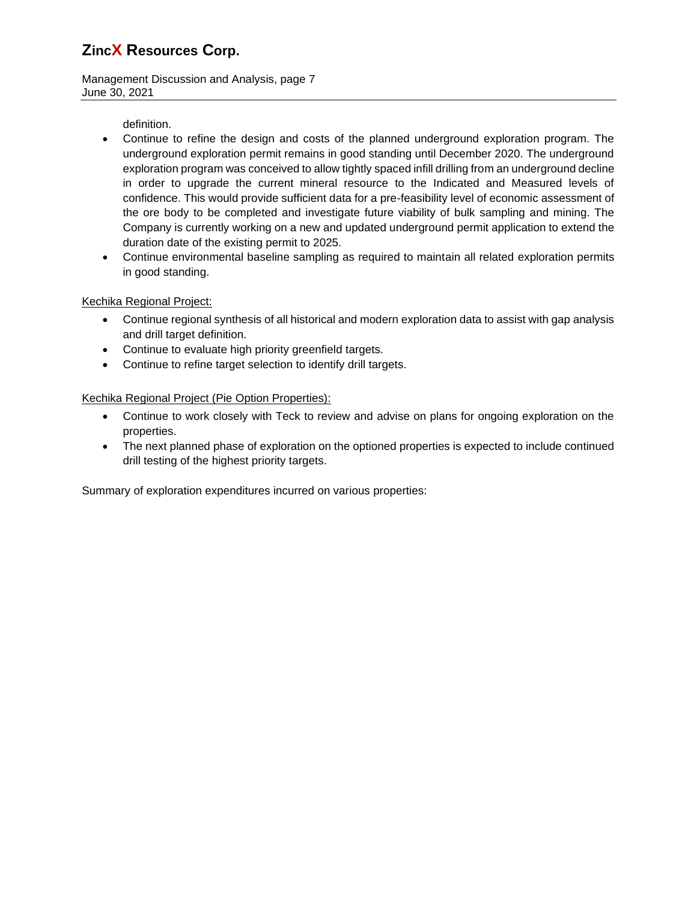definition.

- Continue to refine the design and costs of the planned underground exploration program. The underground exploration permit remains in good standing until December 2020. The underground exploration program was conceived to allow tightly spaced infill drilling from an underground decline in order to upgrade the current mineral resource to the Indicated and Measured levels of confidence. This would provide sufficient data for a pre-feasibility level of economic assessment of the ore body to be completed and investigate future viability of bulk sampling and mining. The Company is currently working on a new and updated underground permit application to extend the duration date of the existing permit to 2025.
- Continue environmental baseline sampling as required to maintain all related exploration permits in good standing.

Kechika Regional Project:

- Continue regional synthesis of all historical and modern exploration data to assist with gap analysis and drill target definition.
- Continue to evaluate high priority greenfield targets.
- Continue to refine target selection to identify drill targets.

Kechika Regional Project (Pie Option Properties):

- Continue to work closely with Teck to review and advise on plans for ongoing exploration on the properties.
- The next planned phase of exploration on the optioned properties is expected to include continued drill testing of the highest priority targets.

Summary of exploration expenditures incurred on various properties: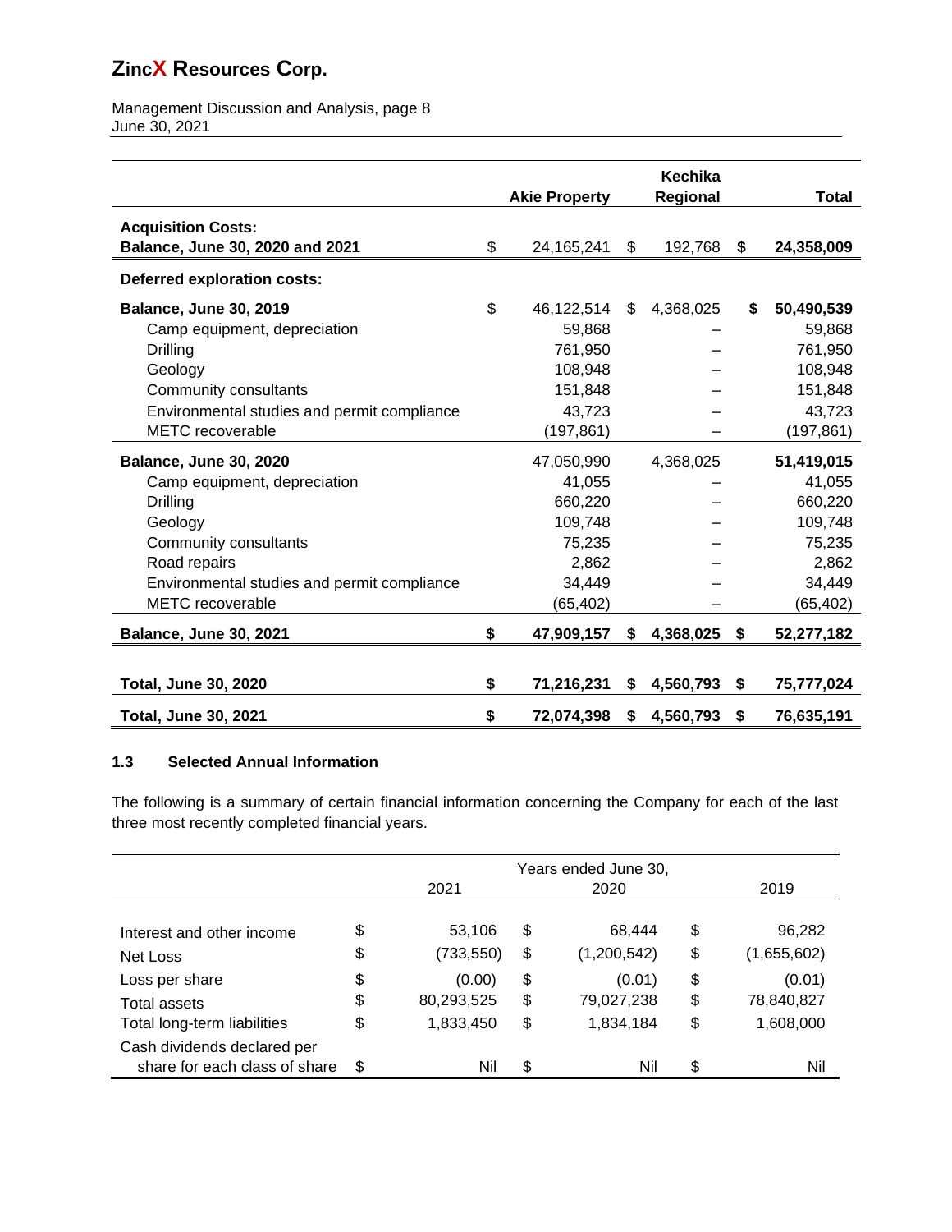| | Akie Property | Kechika Regional | Total |
|---|---|---|---|
| **Acquisition Costs:** | | | |
| **Balance, June 30, 2020 and 2021** | $ 24,165,241 | $ 192,768 | **$ 24,358,009** |
| **Deferred exploration costs:** | | | |
| **Balance, June 30, 2019** | $ 46,122,514 | $ 4,368,025 | **$ 50,490,539** |
| Camp equipment, depreciation | 59,868 | – | 59,868 |
| Drilling | 761,950 | – | 761,950 |
| Geology | 108,948 | – | 108,948 |
| Community consultants | 151,848 | – | 151,848 |
| Environmental studies and permit compliance | 43,723 | – | 43,723 |
| METC recoverable | (197,861) | – | (197,861) |
| **Balance, June 30, 2020** | 47,050,990 | 4,368,025 | **51,419,015** |
| Camp equipment, depreciation | 41,055 | – | 41,055 |
| Drilling | 660,220 | – | 660,220 |
| Geology | 109,748 | – | 109,748 |
| Community consultants | 75,235 | – | 75,235 |
| Road repairs | 2,862 | – | 2,862 |
| Environmental studies and permit compliance | 34,449 | – | 34,449 |
| METC recoverable | (65,402) | – | (65,402) |
| **Balance, June 30, 2021** | **$ 47,909,157** | **$ 4,368,025** | **$ 52,277,182** |
| **Total, June 30, 2020** | **$ 71,216,231** | **$ 4,560,793** | **$ 75,777,024** |
| **Total, June 30, 2021** | **$ 72,074,398** | **$ 4,560,793** | **$ 76,635,191** |

### 1.3 Selected Annual Information

The following is a summary of certain financial information concerning the Company for each of the last three most recently completed financial years.

| | Years ended June 30, | | |
|---|---|---|---|
| | 2021 | 2020 | 2019 |
| Interest and other income | $ 53,106 | $ 68,444 | $ 96,282 |
| Net Loss | $ (733,550) | $ (1,200,542) | $ (1,655,602) |
| Loss per share | $ (0.00) | $ (0.01) | $ (0.01) |
| Total assets | $ 80,293,525 | $ 79,027,238 | $ 78,840,827 |
| Total long-term liabilities | $ 1,833,450 | $ 1,834,184 | $ 1,608,000 |
| Cash dividends declared per share for each class of share | $ Nil | $ Nil | $ Nil |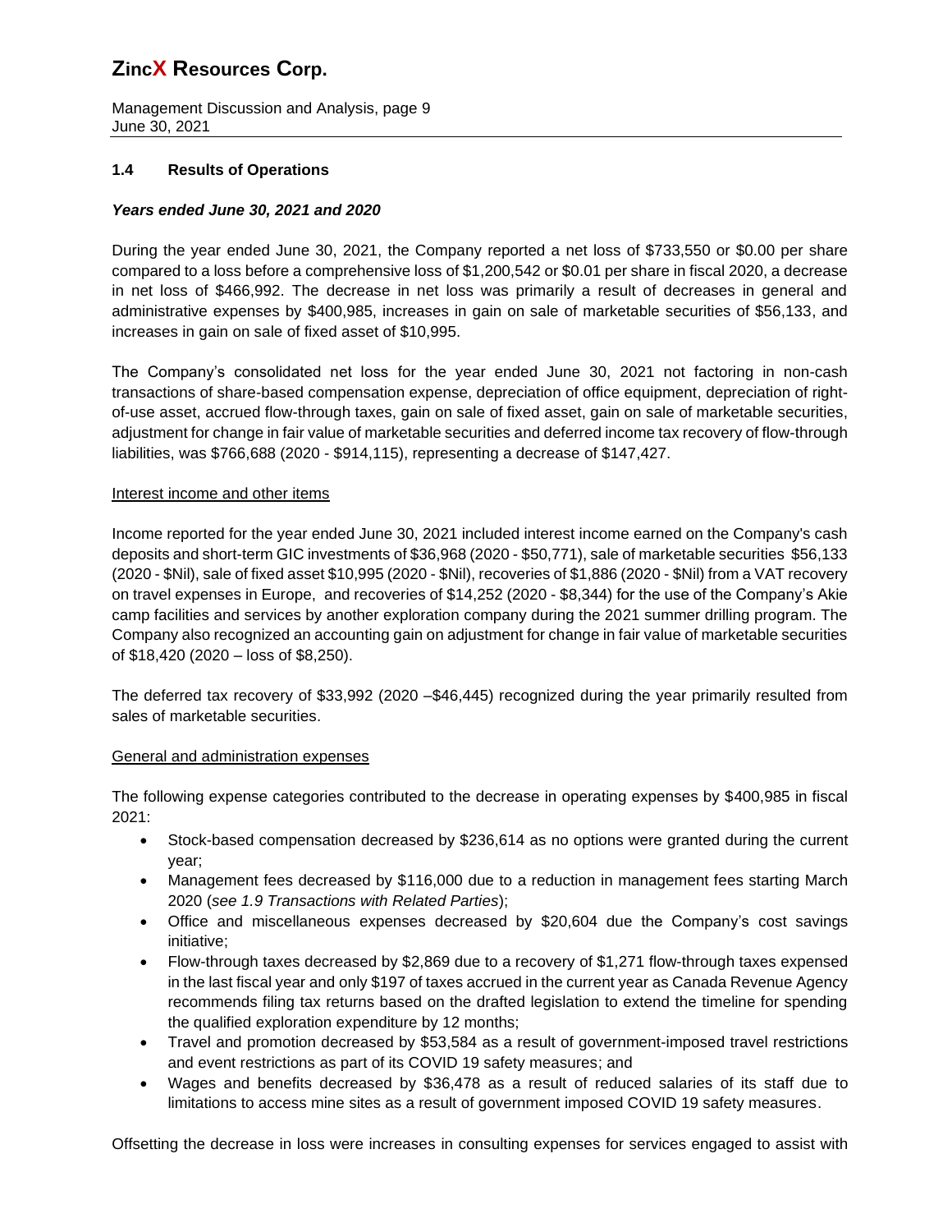### 1.4 Results of Operations

***Years ended June 30, 2021 and 2020***

During the year ended June 30, 2021, the Company reported a net loss of $733,550 or $0.00 per share compared to a loss before a comprehensive loss of $1,200,542 or $0.01 per share in fiscal 2020, a decrease in net loss of $466,992. The decrease in net loss was primarily a result of decreases in general and administrative expenses by $400,985, increases in gain on sale of marketable securities of $56,133, and increases in gain on sale of fixed asset of $10,995.

The Company's consolidated net loss for the year ended June 30, 2021 not factoring in non-cash transactions of share-based compensation expense, depreciation of office equipment, depreciation of right-of-use asset, accrued flow-through taxes, gain on sale of fixed asset, gain on sale of marketable securities, adjustment for change in fair value of marketable securities and deferred income tax recovery of flow-through liabilities, was $766,688 (2020 - $914,115), representing a decrease of $147,427.

Interest income and other items

Income reported for the year ended June 30, 2021 included interest income earned on the Company's cash deposits and short-term GIC investments of $36,968 (2020 - $50,771), sale of marketable securities $56,133 (2020 - $Nil), sale of fixed asset $10,995 (2020 - $Nil), recoveries of $1,886 (2020 - $Nil) from a VAT recovery on travel expenses in Europe, and recoveries of $14,252 (2020 - $8,344) for the use of the Company's Akie camp facilities and services by another exploration company during the 2021 summer drilling program. The Company also recognized an accounting gain on adjustment for change in fair value of marketable securities of $18,420 (2020 – loss of $8,250).

The deferred tax recovery of $33,992 (2020 –$46,445) recognized during the year primarily resulted from sales of marketable securities.

General and administration expenses

The following expense categories contributed to the decrease in operating expenses by $400,985 in fiscal 2021:

- Stock-based compensation decreased by $236,614 as no options were granted during the current year;
- Management fees decreased by $116,000 due to a reduction in management fees starting March 2020 (*see 1.9 Transactions with Related Parties*);
- Office and miscellaneous expenses decreased by $20,604 due the Company's cost savings initiative;
- Flow-through taxes decreased by $2,869 due to a recovery of $1,271 flow-through taxes expensed in the last fiscal year and only $197 of taxes accrued in the current year as Canada Revenue Agency recommends filing tax returns based on the drafted legislation to extend the timeline for spending the qualified exploration expenditure by 12 months;
- Travel and promotion decreased by $53,584 as a result of government-imposed travel restrictions and event restrictions as part of its COVID 19 safety measures; and
- Wages and benefits decreased by $36,478 as a result of reduced salaries of its staff due to limitations to access mine sites as a result of government imposed COVID 19 safety measures.

Offsetting the decrease in loss were increases in consulting expenses for services engaged to assist with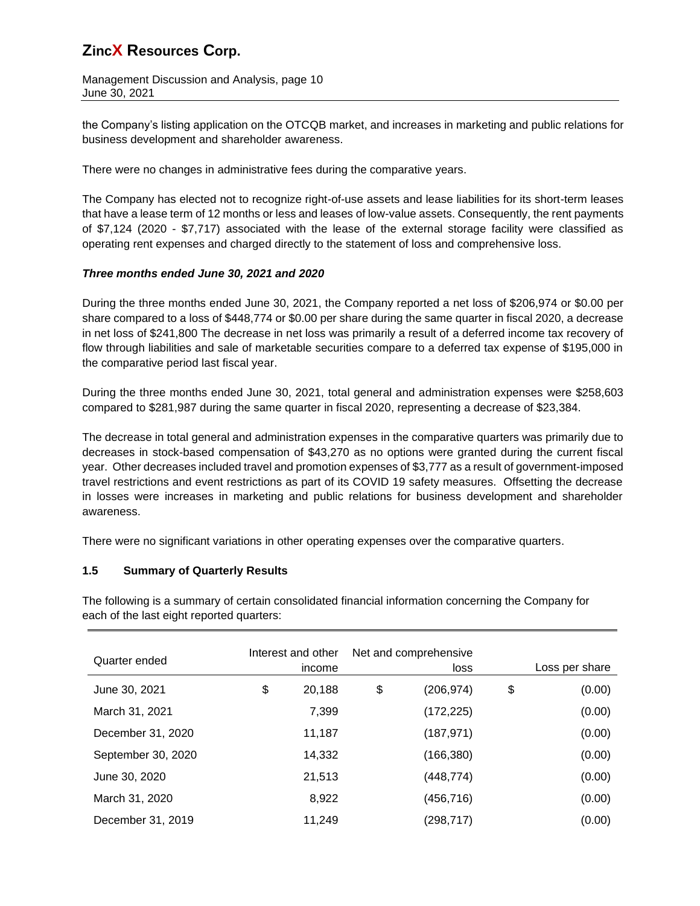the Company's listing application on the OTCQB market, and increases in marketing and public relations for business development and shareholder awareness.

There were no changes in administrative fees during the comparative years.

The Company has elected not to recognize right-of-use assets and lease liabilities for its short-term leases that have a lease term of 12 months or less and leases of low-value assets. Consequently, the rent payments of $7,124 (2020 - $7,717) associated with the lease of the external storage facility were classified as operating rent expenses and charged directly to the statement of loss and comprehensive loss.

***Three months ended June 30, 2021 and 2020***

During the three months ended June 30, 2021, the Company reported a net loss of $206,974 or $0.00 per share compared to a loss of $448,774 or $0.00 per share during the same quarter in fiscal 2020, a decrease in net loss of $241,800 The decrease in net loss was primarily a result of a deferred income tax recovery of flow through liabilities and sale of marketable securities compare to a deferred tax expense of $195,000 in the comparative period last fiscal year.

During the three months ended June 30, 2021, total general and administration expenses were $258,603 compared to $281,987 during the same quarter in fiscal 2020, representing a decrease of $23,384.

The decrease in total general and administration expenses in the comparative quarters was primarily due to decreases in stock-based compensation of $43,270 as no options were granted during the current fiscal year. Other decreases included travel and promotion expenses of $3,777 as a result of government-imposed travel restrictions and event restrictions as part of its COVID 19 safety measures. Offsetting the decrease in losses were increases in marketing and public relations for business development and shareholder awareness.

There were no significant variations in other operating expenses over the comparative quarters.

## 1.5 Summary of Quarterly Results

The following is a summary of certain consolidated financial information concerning the Company for each of the last eight reported quarters:

| Quarter ended | Interest and other income | Net and comprehensive loss | Loss per share |
|---|---|---|---|
| June 30, 2021 | $ 20,188 | $ (206,974) | $ (0.00) |
| March 31, 2021 | 7,399 | (172,225) | (0.00) |
| December 31, 2020 | 11,187 | (187,971) | (0.00) |
| September 30, 2020 | 14,332 | (166,380) | (0.00) |
| June 30, 2020 | 21,513 | (448,774) | (0.00) |
| March 31, 2020 | 8,922 | (456,716) | (0.00) |
| December 31, 2019 | 11,249 | (298,717) | (0.00) |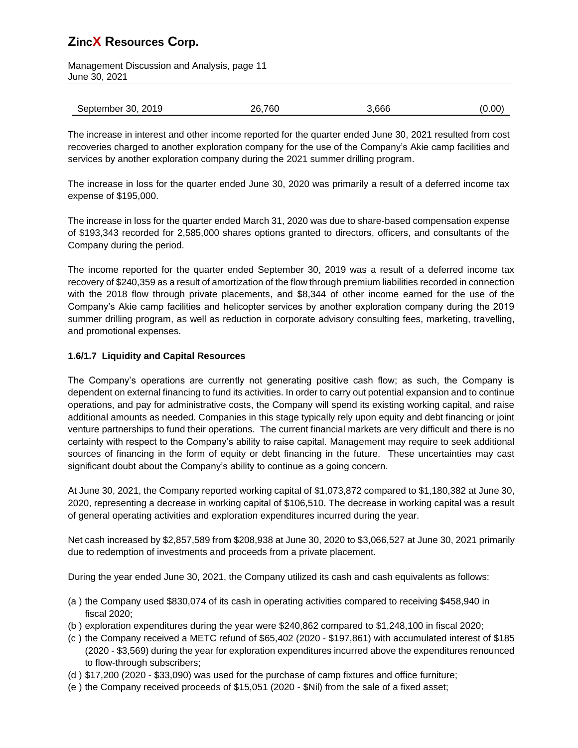| September 30, 2019 | 26,760 | 3,666 | (0.00) |
|---|---|---|---|

The increase in interest and other income reported for the quarter ended June 30, 2021 resulted from cost recoveries charged to another exploration company for the use of the Company's Akie camp facilities and services by another exploration company during the 2021 summer drilling program.

The increase in loss for the quarter ended June 30, 2020 was primarily a result of a deferred income tax expense of $195,000.

The increase in loss for the quarter ended March 31, 2020 was due to share-based compensation expense of $193,343 recorded for 2,585,000 shares options granted to directors, officers, and consultants of the Company during the period.

The income reported for the quarter ended September 30, 2019 was a result of a deferred income tax recovery of $240,359 as a result of amortization of the flow through premium liabilities recorded in connection with the 2018 flow through private placements, and $8,344 of other income earned for the use of the Company's Akie camp facilities and helicopter services by another exploration company during the 2019 summer drilling program, as well as reduction in corporate advisory consulting fees, marketing, travelling, and promotional expenses.

### 1.6/1.7 Liquidity and Capital Resources

The Company's operations are currently not generating positive cash flow; as such, the Company is dependent on external financing to fund its activities. In order to carry out potential expansion and to continue operations, and pay for administrative costs, the Company will spend its existing working capital, and raise additional amounts as needed. Companies in this stage typically rely upon equity and debt financing or joint venture partnerships to fund their operations. The current financial markets are very difficult and there is no certainty with respect to the Company's ability to raise capital. Management may require to seek additional sources of financing in the form of equity or debt financing in the future. These uncertainties may cast significant doubt about the Company's ability to continue as a going concern.

At June 30, 2021, the Company reported working capital of $1,073,872 compared to $1,180,382 at June 30, 2020, representing a decrease in working capital of $106,510. The decrease in working capital was a result of general operating activities and exploration expenditures incurred during the year.

Net cash increased by $2,857,589 from $208,938 at June 30, 2020 to $3,066,527 at June 30, 2021 primarily due to redemption of investments and proceeds from a private placement.

During the year ended June 30, 2021, the Company utilized its cash and cash equivalents as follows:

(a ) the Company used $830,074 of its cash in operating activities compared to receiving $458,940 in fiscal 2020;
(b ) exploration expenditures during the year were $240,862 compared to $1,248,100 in fiscal 2020;
(c ) the Company received a METC refund of $65,402 (2020 - $197,861) with accumulated interest of $185 (2020 - $3,569) during the year for exploration expenditures incurred above the expenditures renounced to flow-through subscribers;
(d ) $17,200 (2020 - $33,090) was used for the purchase of camp fixtures and office furniture;
(e ) the Company received proceeds of $15,051 (2020 - $Nil) from the sale of a fixed asset;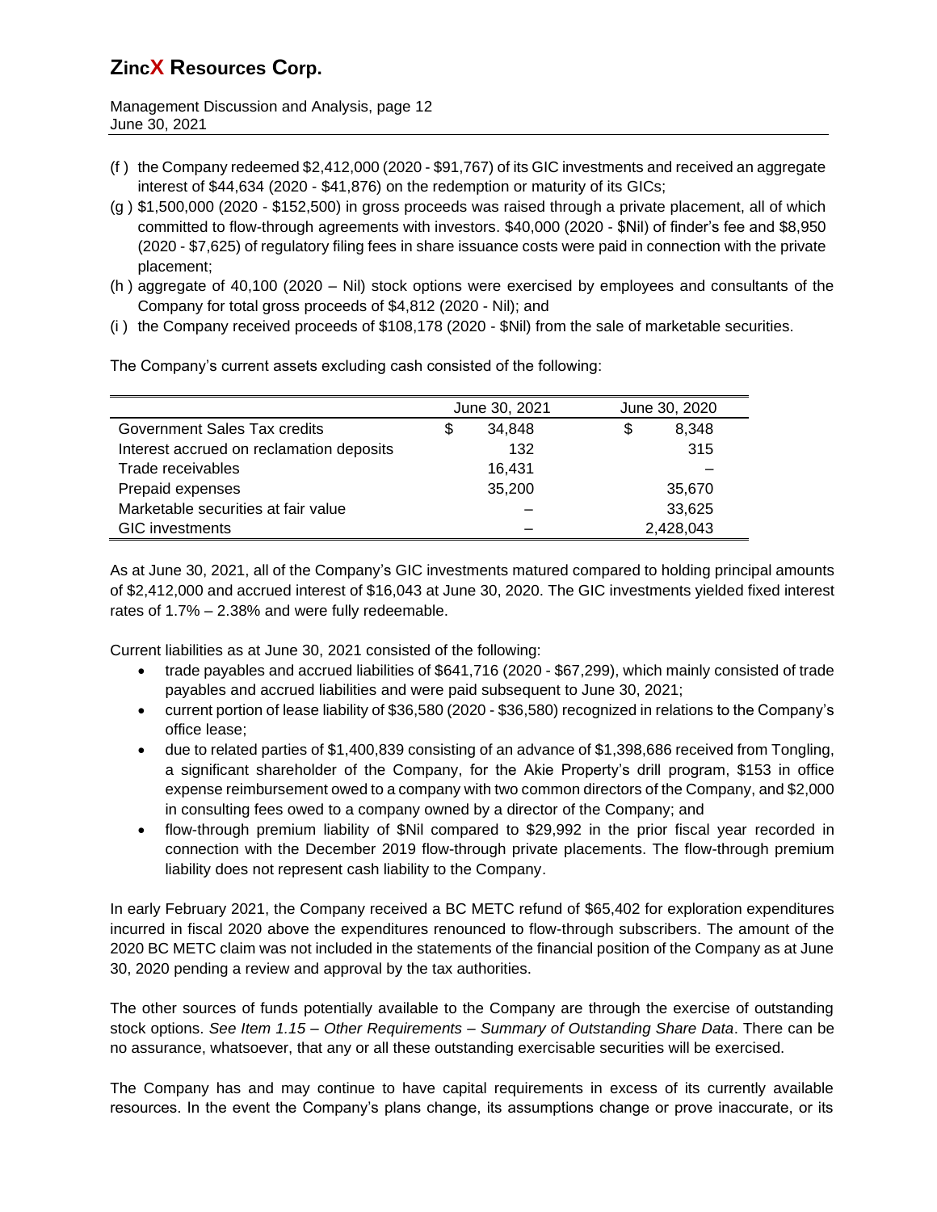(f ) the Company redeemed $2,412,000 (2020 - $91,767) of its GIC investments and received an aggregate interest of $44,634 (2020 - $41,876) on the redemption or maturity of its GICs;

(g ) $1,500,000 (2020 - $152,500) in gross proceeds was raised through a private placement, all of which committed to flow-through agreements with investors. $40,000 (2020 - $Nil) of finder's fee and $8,950 (2020 - $7,625) of regulatory filing fees in share issuance costs were paid in connection with the private placement;

(h ) aggregate of 40,100 (2020 – Nil) stock options were exercised by employees and consultants of the Company for total gross proceeds of $4,812 (2020 - Nil); and

(i ) the Company received proceeds of $108,178 (2020 - $Nil) from the sale of marketable securities.

The Company's current assets excluding cash consisted of the following:

| | June 30, 2021 | June 30, 2020 |
|---|---|---|
| Government Sales Tax credits | $ 34,848 | $ 8,348 |
| Interest accrued on reclamation deposits | 132 | 315 |
| Trade receivables | 16,431 | – |
| Prepaid expenses | 35,200 | 35,670 |
| Marketable securities at fair value | – | 33,625 |
| GIC investments | – | 2,428,043 |

As at June 30, 2021, all of the Company's GIC investments matured compared to holding principal amounts of $2,412,000 and accrued interest of $16,043 at June 30, 2020. The GIC investments yielded fixed interest rates of 1.7% – 2.38% and were fully redeemable.

Current liabilities as at June 30, 2021 consisted of the following:

- trade payables and accrued liabilities of $641,716 (2020 - $67,299), which mainly consisted of trade payables and accrued liabilities and were paid subsequent to June 30, 2021;
- current portion of lease liability of $36,580 (2020 - $36,580) recognized in relations to the Company's office lease;
- due to related parties of $1,400,839 consisting of an advance of $1,398,686 received from Tongling, a significant shareholder of the Company, for the Akie Property's drill program, $153 in office expense reimbursement owed to a company with two common directors of the Company, and $2,000 in consulting fees owed to a company owned by a director of the Company; and
- flow-through premium liability of $Nil compared to $29,992 in the prior fiscal year recorded in connection with the December 2019 flow-through private placements. The flow-through premium liability does not represent cash liability to the Company.

In early February 2021, the Company received a BC METC refund of $65,402 for exploration expenditures incurred in fiscal 2020 above the expenditures renounced to flow-through subscribers. The amount of the 2020 BC METC claim was not included in the statements of the financial position of the Company as at June 30, 2020 pending a review and approval by the tax authorities.

The other sources of funds potentially available to the Company are through the exercise of outstanding stock options. *See Item 1.15 – Other Requirements – Summary of Outstanding Share Data*. There can be no assurance, whatsoever, that any or all these outstanding exercisable securities will be exercised.

The Company has and may continue to have capital requirements in excess of its currently available resources. In the event the Company's plans change, its assumptions change or prove inaccurate, or its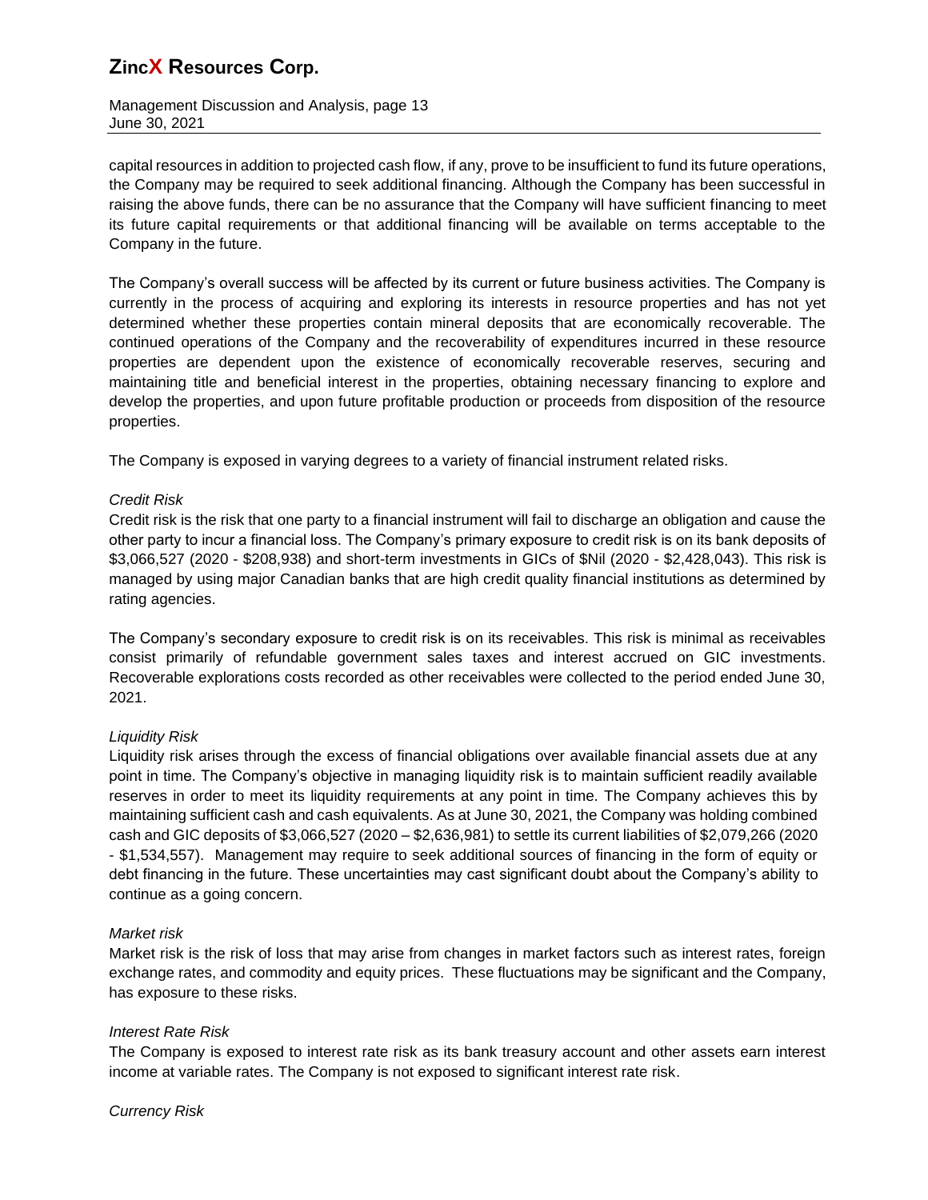capital resources in addition to projected cash flow, if any, prove to be insufficient to fund its future operations, the Company may be required to seek additional financing. Although the Company has been successful in raising the above funds, there can be no assurance that the Company will have sufficient financing to meet its future capital requirements or that additional financing will be available on terms acceptable to the Company in the future.

The Company's overall success will be affected by its current or future business activities. The Company is currently in the process of acquiring and exploring its interests in resource properties and has not yet determined whether these properties contain mineral deposits that are economically recoverable. The continued operations of the Company and the recoverability of expenditures incurred in these resource properties are dependent upon the existence of economically recoverable reserves, securing and maintaining title and beneficial interest in the properties, obtaining necessary financing to explore and develop the properties, and upon future profitable production or proceeds from disposition of the resource properties.

The Company is exposed in varying degrees to a variety of financial instrument related risks.

*Credit Risk*

Credit risk is the risk that one party to a financial instrument will fail to discharge an obligation and cause the other party to incur a financial loss. The Company's primary exposure to credit risk is on its bank deposits of $3,066,527 (2020 - $208,938) and short-term investments in GICs of $Nil (2020 - $2,428,043). This risk is managed by using major Canadian banks that are high credit quality financial institutions as determined by rating agencies.

The Company's secondary exposure to credit risk is on its receivables. This risk is minimal as receivables consist primarily of refundable government sales taxes and interest accrued on GIC investments. Recoverable explorations costs recorded as other receivables were collected to the period ended June 30, 2021.

*Liquidity Risk*

Liquidity risk arises through the excess of financial obligations over available financial assets due at any point in time. The Company's objective in managing liquidity risk is to maintain sufficient readily available reserves in order to meet its liquidity requirements at any point in time. The Company achieves this by maintaining sufficient cash and cash equivalents. As at June 30, 2021, the Company was holding combined cash and GIC deposits of $3,066,527 (2020 – $2,636,981) to settle its current liabilities of $2,079,266 (2020 - $1,534,557). Management may require to seek additional sources of financing in the form of equity or debt financing in the future. These uncertainties may cast significant doubt about the Company's ability to continue as a going concern.

*Market risk*

Market risk is the risk of loss that may arise from changes in market factors such as interest rates, foreign exchange rates, and commodity and equity prices. These fluctuations may be significant and the Company, has exposure to these risks.

*Interest Rate Risk*

The Company is exposed to interest rate risk as its bank treasury account and other assets earn interest income at variable rates. The Company is not exposed to significant interest rate risk.

*Currency Risk*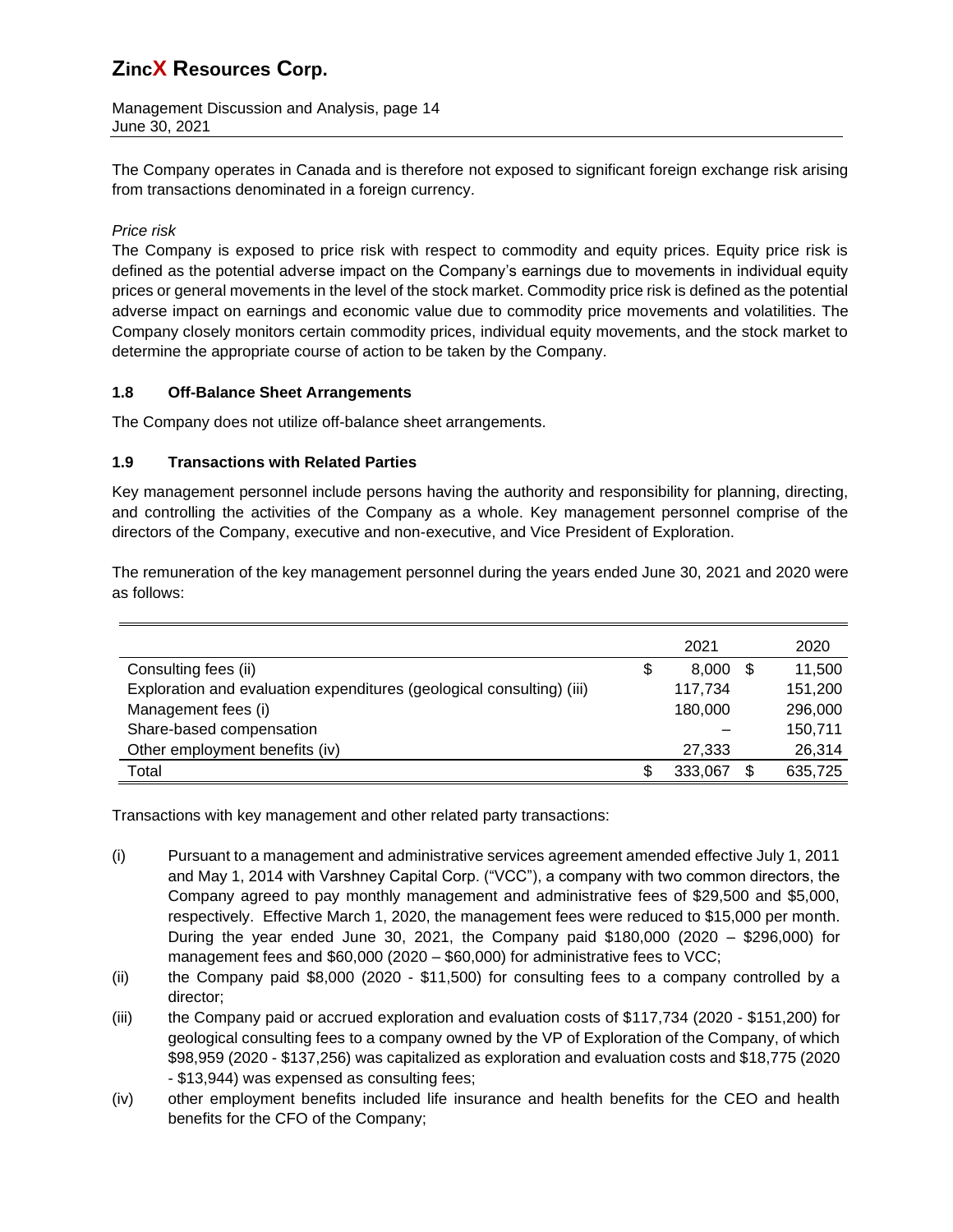The Company operates in Canada and is therefore not exposed to significant foreign exchange risk arising from transactions denominated in a foreign currency.

*Price risk*
The Company is exposed to price risk with respect to commodity and equity prices. Equity price risk is defined as the potential adverse impact on the Company's earnings due to movements in individual equity prices or general movements in the level of the stock market. Commodity price risk is defined as the potential adverse impact on earnings and economic value due to commodity price movements and volatilities. The Company closely monitors certain commodity prices, individual equity movements, and the stock market to determine the appropriate course of action to be taken by the Company.

## 1.8 Off-Balance Sheet Arrangements

The Company does not utilize off-balance sheet arrangements.

## 1.9 Transactions with Related Parties

Key management personnel include persons having the authority and responsibility for planning, directing, and controlling the activities of the Company as a whole. Key management personnel comprise of the directors of the Company, executive and non-executive, and Vice President of Exploration.

The remuneration of the key management personnel during the years ended June 30, 2021 and 2020 were as follows:

| | 2021 | 2020 |
|---|---|---|
| Consulting fees (ii) | $ 8,000 | $ 11,500 |
| Exploration and evaluation expenditures (geological consulting) (iii) | 117,734 | 151,200 |
| Management fees (i) | 180,000 | 296,000 |
| Share-based compensation | – | 150,711 |
| Other employment benefits (iv) | 27,333 | 26,314 |
| Total | $ 333,067 | $ 635,725 |

Transactions with key management and other related party transactions:

(i) Pursuant to a management and administrative services agreement amended effective July 1, 2011 and May 1, 2014 with Varshney Capital Corp. ("VCC"), a company with two common directors, the Company agreed to pay monthly management and administrative fees of $29,500 and $5,000, respectively. Effective March 1, 2020, the management fees were reduced to $15,000 per month. During the year ended June 30, 2021, the Company paid $180,000 (2020 – $296,000) for management fees and $60,000 (2020 – $60,000) for administrative fees to VCC;

(ii) the Company paid $8,000 (2020 - $11,500) for consulting fees to a company controlled by a director;

(iii) the Company paid or accrued exploration and evaluation costs of $117,734 (2020 - $151,200) for geological consulting fees to a company owned by the VP of Exploration of the Company, of which $98,959 (2020 - $137,256) was capitalized as exploration and evaluation costs and $18,775 (2020 - $13,944) was expensed as consulting fees;

(iv) other employment benefits included life insurance and health benefits for the CEO and health benefits for the CFO of the Company;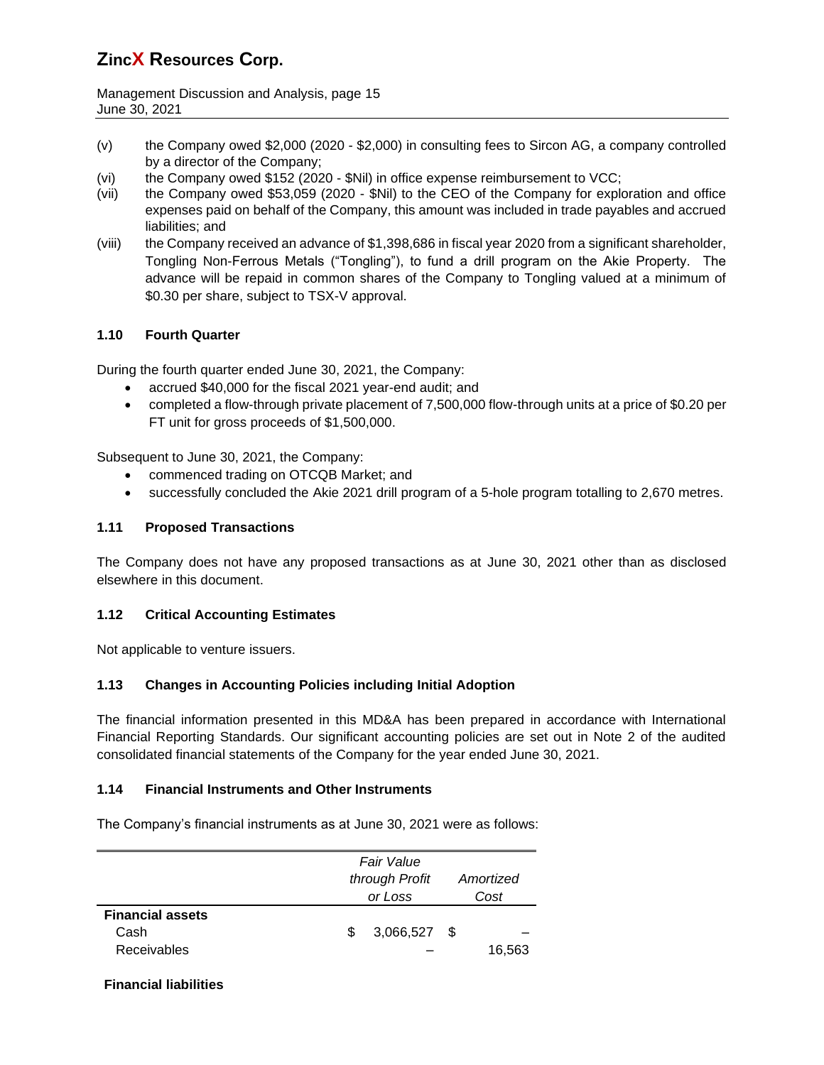(v) the Company owed $2,000 (2020 - $2,000) in consulting fees to Sircon AG, a company controlled by a director of the Company;

(vi) the Company owed $152 (2020 - $Nil) in office expense reimbursement to VCC;

(vii) the Company owed $53,059 (2020 - $Nil) to the CEO of the Company for exploration and office expenses paid on behalf of the Company, this amount was included in trade payables and accrued liabilities; and

(viii) the Company received an advance of $1,398,686 in fiscal year 2020 from a significant shareholder, Tongling Non-Ferrous Metals ("Tongling"), to fund a drill program on the Akie Property. The advance will be repaid in common shares of the Company to Tongling valued at a minimum of $0.30 per share, subject to TSX-V approval.

## 1.10 Fourth Quarter

During the fourth quarter ended June 30, 2021, the Company:

- accrued $40,000 for the fiscal 2021 year-end audit; and
- completed a flow-through private placement of 7,500,000 flow-through units at a price of $0.20 per FT unit for gross proceeds of $1,500,000.

Subsequent to June 30, 2021, the Company:

- commenced trading on OTCQB Market; and
- successfully concluded the Akie 2021 drill program of a 5-hole program totalling to 2,670 metres.

## 1.11 Proposed Transactions

The Company does not have any proposed transactions as at June 30, 2021 other than as disclosed elsewhere in this document.

## 1.12 Critical Accounting Estimates

Not applicable to venture issuers.

## 1.13 Changes in Accounting Policies including Initial Adoption

The financial information presented in this MD&A has been prepared in accordance with International Financial Reporting Standards. Our significant accounting policies are set out in Note 2 of the audited consolidated financial statements of the Company for the year ended June 30, 2021.

## 1.14 Financial Instruments and Other Instruments

The Company's financial instruments as at June 30, 2021 were as follows:

| | *Fair Value through Profit or Loss* | *Amortized Cost* |
|---|---|---|
| **Financial assets** | | |
| Cash | $ 3,066,527 | $ – |
| Receivables | – | 16,563 |
| **Financial liabilities** | | |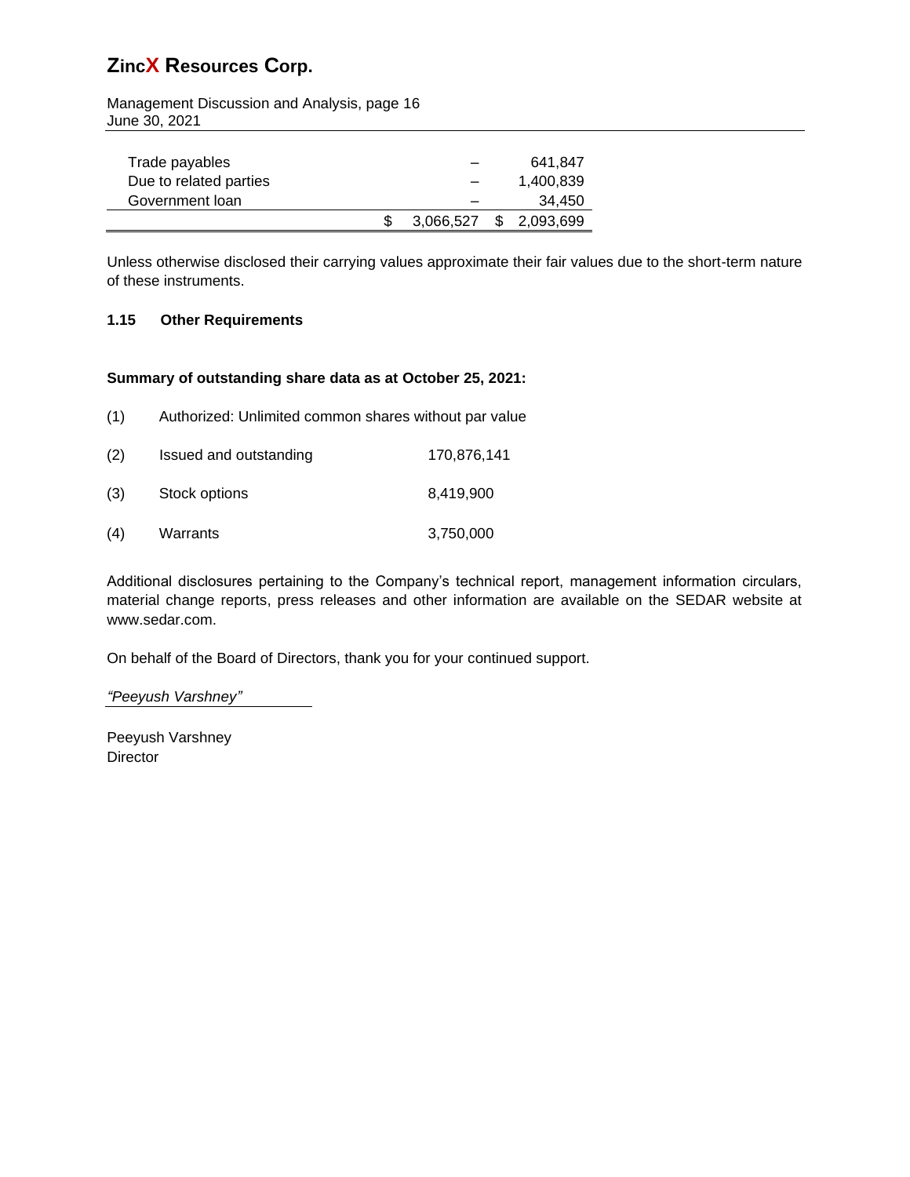| | | |
|---|---|---|
| Trade payables | – | 641,847 |
| Due to related parties | – | 1,400,839 |
| Government loan | – | 34,450 |
| | $ 3,066,527 | $ 2,093,699 |

Unless otherwise disclosed their carrying values approximate their fair values due to the short-term nature of these instruments.

### 1.15 Other Requirements

**Summary of outstanding share data as at October 25, 2021:**

(1) Authorized: Unlimited common shares without par value

(2) Issued and outstanding 170,876,141

(3) Stock options 8,419,900

(4) Warrants 3,750,000

Additional disclosures pertaining to the Company's technical report, management information circulars, material change reports, press releases and other information are available on the SEDAR website at www.sedar.com.

On behalf of the Board of Directors, thank you for your continued support.

*"Peeyush Varshney"*

Peeyush Varshney
Director